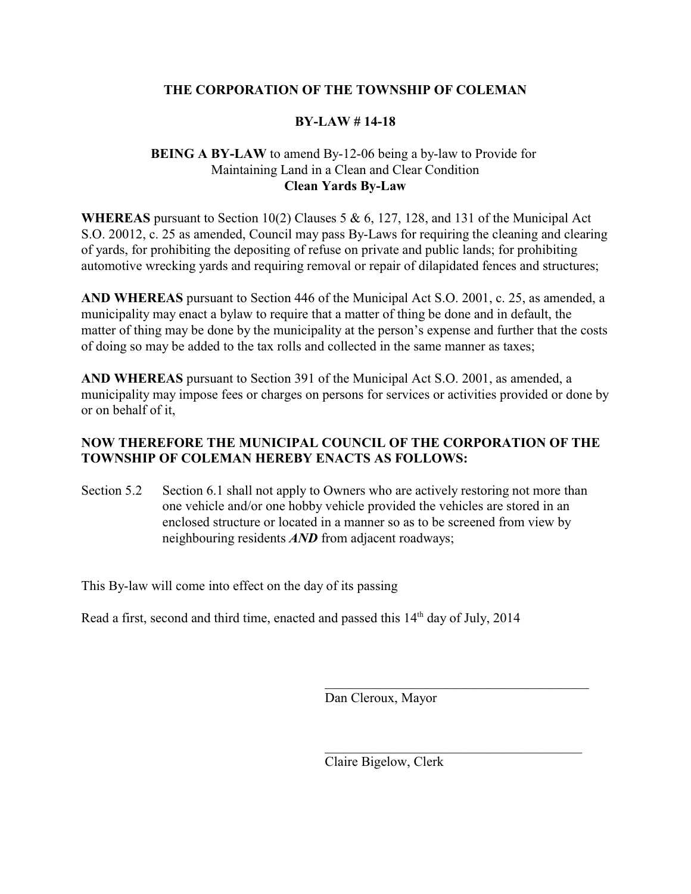**THE CORPORATION OF THE TOWNSHIP OF COLEMAN**

**BY-LAW # 14-18**

**BEING A BY-LAW** to amend By-12-06 being a by-law to Provide for Maintaining Land in a Clean and Clear Condition
**Clean Yards By-Law**

**WHEREAS** pursuant to Section 10(2) Clauses 5 & 6, 127, 128, and 131 of the Municipal Act S.O. 20012, c. 25 as amended, Council may pass By-Laws for requiring the cleaning and clearing of yards, for prohibiting the depositing of refuse on private and public lands; for prohibiting automotive wrecking yards and requiring removal or repair of dilapidated fences and structures;

**AND WHEREAS** pursuant to Section 446 of the Municipal Act S.O. 2001, c. 25, as amended, a municipality may enact a bylaw to require that a matter of thing be done and in default, the matter of thing may be done by the municipality at the person's expense and further that the costs of doing so may be added to the tax rolls and collected in the same manner as taxes;

**AND WHEREAS** pursuant to Section 391 of the Municipal Act S.O. 2001, as amended, a municipality may impose fees or charges on persons for services or activities provided or done by or on behalf of it,

**NOW THEREFORE THE MUNICIPAL COUNCIL OF THE CORPORATION OF THE TOWNSHIP OF COLEMAN HEREBY ENACTS AS FOLLOWS:**

Section 5.2 Section 6.1 shall not apply to Owners who are actively restoring not more than one vehicle and/or one hobby vehicle provided the vehicles are stored in an enclosed structure or located in a manner so as to be screened from view by neighbouring residents ***AND*** from adjacent roadways;

This By-law will come into effect on the day of its passing

Read a first, second and third time, enacted and passed this 14th day of July, 2014

\_\_\_\_\_\_\_\_\_\_\_\_\_\_\_\_\_\_\_\_\_\_\_\_\_\_\_\_\_\_\_\_\_\_\_\_\_\_
Dan Cleroux, Mayor

\_\_\_\_\_\_\_\_\_\_\_\_\_\_\_\_\_\_\_\_\_\_\_\_\_\_\_\_\_\_\_\_\_\_\_\_\_\_
Claire Bigelow, Clerk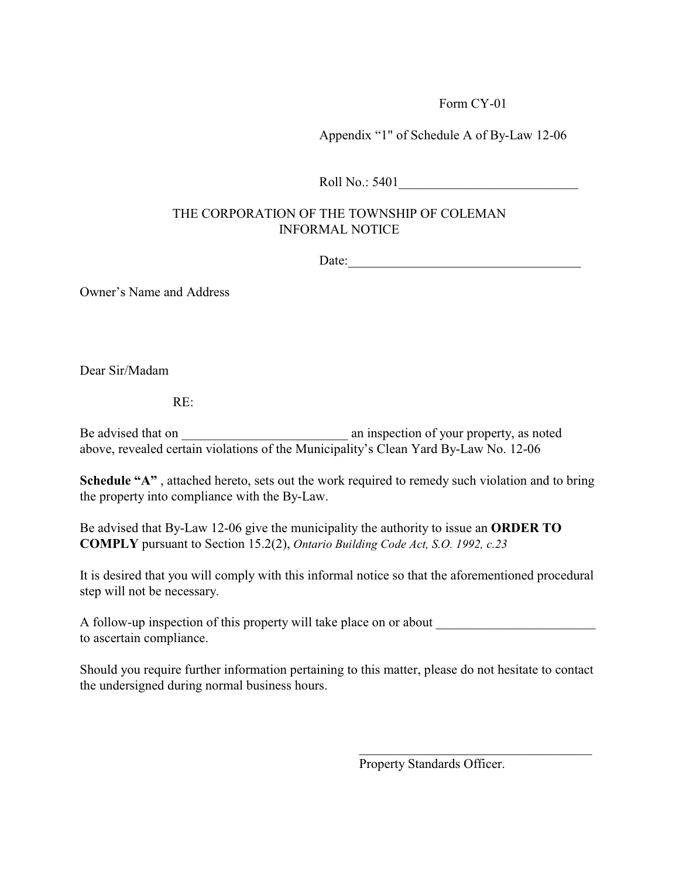Form CY-01

Appendix “1" of Schedule A of By-Law 12-06

Roll No.: 5401___________________________

THE CORPORATION OF THE TOWNSHIP OF COLEMAN
INFORMAL NOTICE

Date:____________________________________

Owner’s Name and Address

Dear Sir/Madam

RE:

Be advised that on _________________________ an inspection of your property, as noted above, revealed certain violations of the Municipality’s Clean Yard By-Law No. 12-06

**Schedule “A”** , attached hereto, sets out the work required to remedy such violation and to bring the property into compliance with the By-Law.

Be advised that By-Law 12-06 give the municipality the authority to issue an **ORDER TO COMPLY** pursuant to Section 15.2(2), *Ontario Building Code Act, S.O. 1992, c.23*

It is desired that you will comply with this informal notice so that the aforementioned procedural step will not be necessary.

A follow-up inspection of this property will take place on or about ________________________ to ascertain compliance.

Should you require further information pertaining to this matter, please do not hesitate to contact the undersigned during normal business hours.

_____________________________________
Property Standards Officer.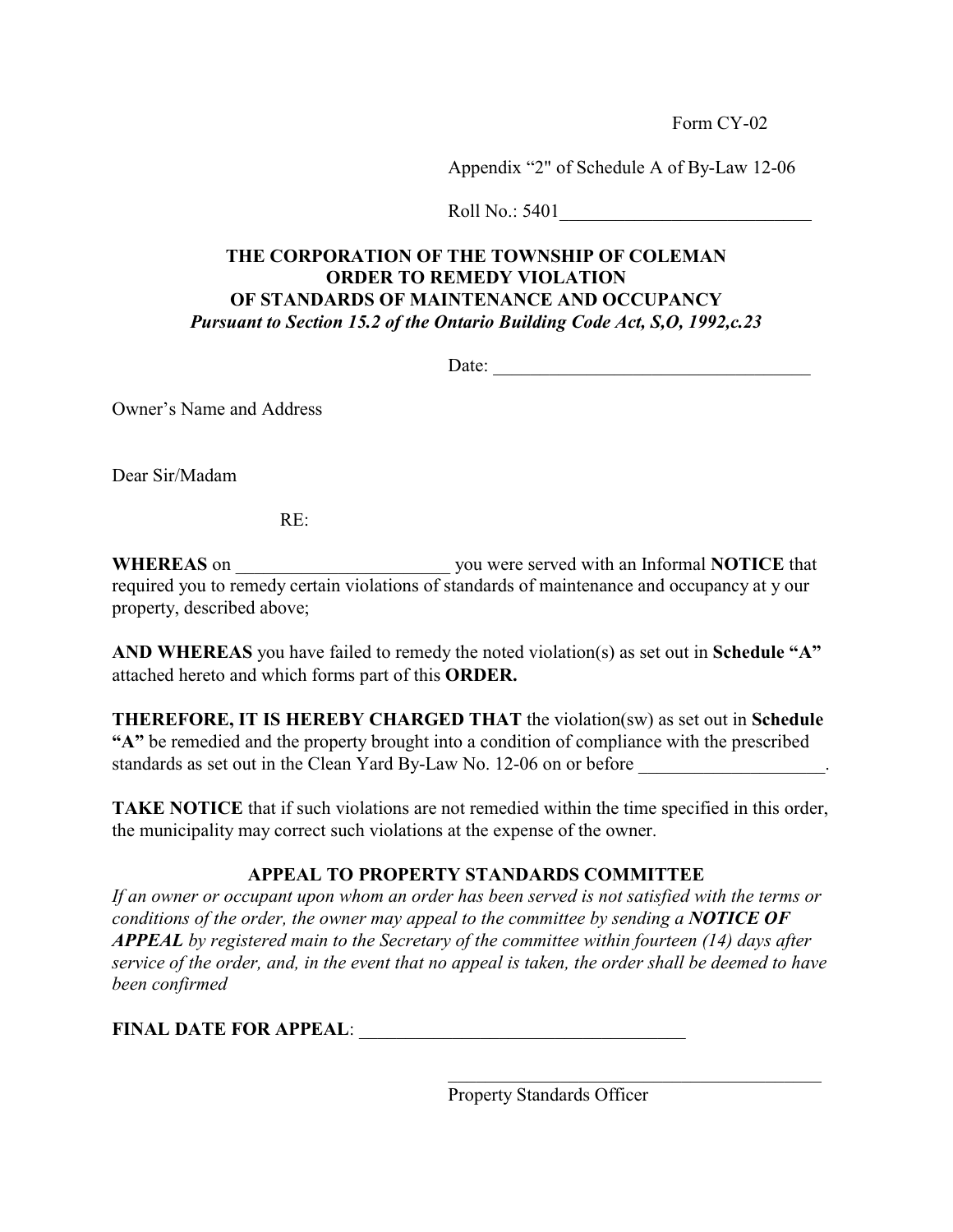Form CY-02

Appendix “2" of Schedule A of By-Law 12-06

Roll No.: 5401___________________________

**THE CORPORATION OF THE TOWNSHIP OF COLEMAN**
**ORDER TO REMEDY VIOLATION**
**OF STANDARDS OF MAINTENANCE AND OCCUPANCY**
***Pursuant to Section 15.2 of the Ontario Building Code Act, S,O, 1992,c.23***

Date: ___________________________________

Owner’s Name and Address

Dear Sir/Madam

RE:

**WHEREAS** on _______________________ you were served with an Informal **NOTICE** that required you to remedy certain violations of standards of maintenance and occupancy at y our property, described above;

**AND WHEREAS** you have failed to remedy the noted violation(s) as set out in **Schedule “A”** attached hereto and which forms part of this **ORDER.**

**THEREFORE, IT IS HEREBY CHARGED THAT** the violation(sw) as set out in **Schedule “A”** be remedied and the property brought into a condition of compliance with the prescribed standards as set out in the Clean Yard By-Law No. 12-06 on or before ____________________.

**TAKE NOTICE** that if such violations are not remedied within the time specified in this order, the municipality may correct such violations at the expense of the owner.

**APPEAL TO PROPERTY STANDARDS COMMITTEE**

*If an owner or occupant upon whom an order has been served is not satisfied with the terms or conditions of the order, the owner may appeal to the committee by sending a **NOTICE OF APPEAL** by registered main to the Secretary of the committee within fourteen (14) days after service of the order, and, in the event that no appeal is taken, the order shall be deemed to have been confirmed*

**FINAL DATE FOR APPEAL**: ___________________________________

___________________________________________
Property Standards Officer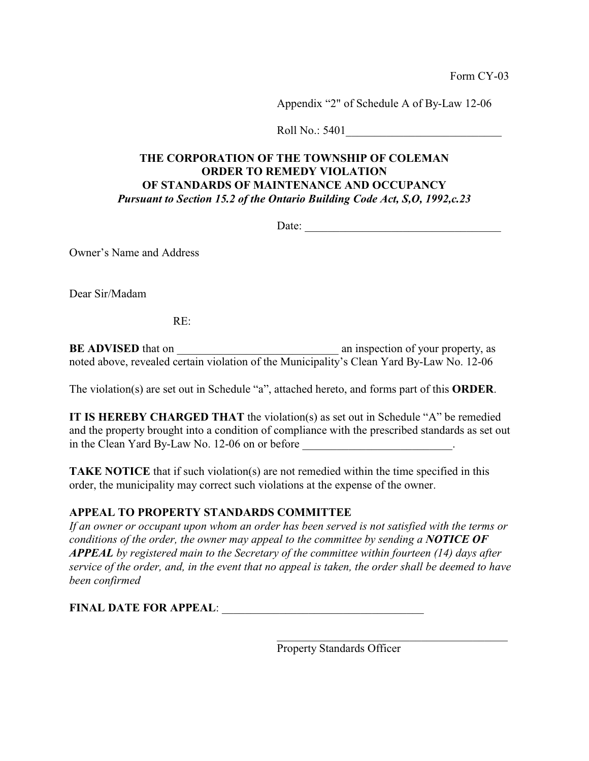Form CY-03

Appendix "2" of Schedule A of By-Law 12-06

Roll No.: 5401___________________________

**THE CORPORATION OF THE TOWNSHIP OF COLEMAN**
**ORDER TO REMEDY VIOLATION**
**OF STANDARDS OF MAINTENANCE AND OCCUPANCY**
***Pursuant to Section 15.2 of the Ontario Building Code Act, S,O, 1992,c.23***

Date: ___________________________________

Owner's Name and Address

Dear Sir/Madam

RE:

**BE ADVISED** that on ____________________________ an inspection of your property, as noted above, revealed certain violation of the Municipality's Clean Yard By-Law No. 12-06

The violation(s) are set out in Schedule "a", attached hereto, and forms part of this **ORDER**.

**IT IS HEREBY CHARGED THAT** the violation(s) as set out in Schedule "A" be remedied and the property brought into a condition of compliance with the prescribed standards as set out in the Clean Yard By-Law No. 12-06 on or before __________________________.

**TAKE NOTICE** that if such violation(s) are not remedied within the time specified in this order, the municipality may correct such violations at the expense of the owner.

**APPEAL TO PROPERTY STANDARDS COMMITTEE**

*If an owner or occupant upon whom an order has been served is not satisfied with the terms or conditions of the order, the owner may appeal to the committee by sending a **NOTICE OF APPEAL** by registered main to the Secretary of the committee within fourteen (14) days after service of the order, and, in the event that no appeal is taken, the order shall be deemed to have been confirmed*

**FINAL DATE FOR APPEAL**: ___________________________________

__________________________________________
Property Standards Officer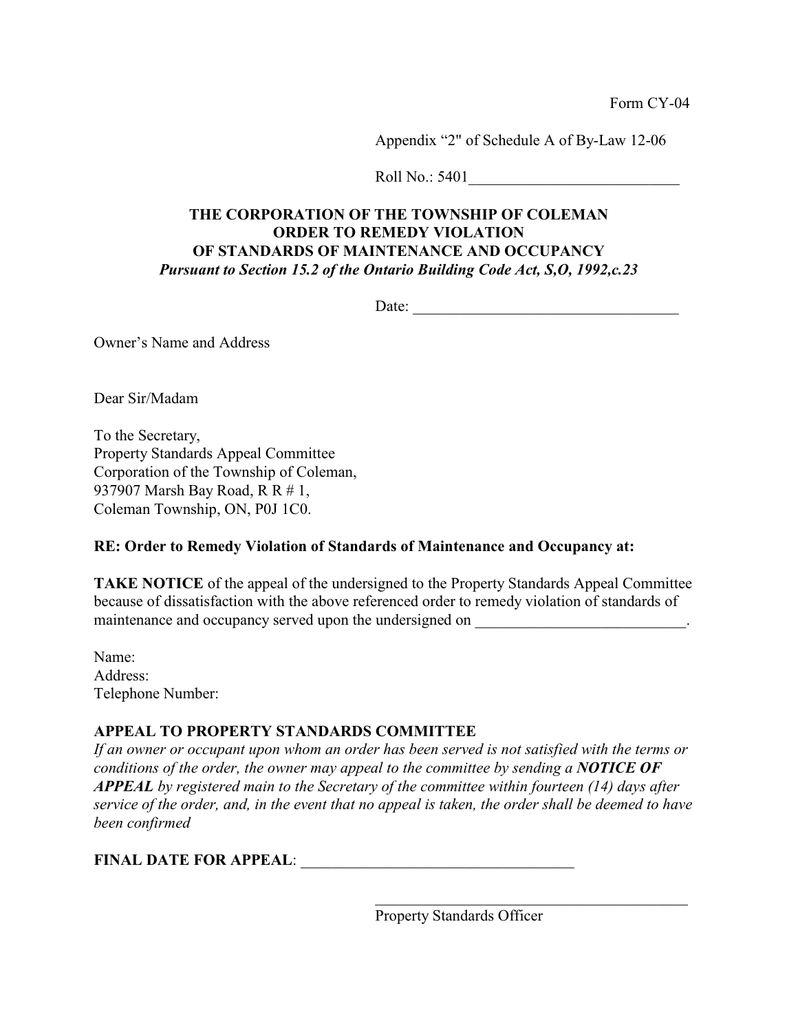Form CY-04

Appendix “2" of Schedule A of By-Law 12-06

Roll No.: 5401___________________________

**THE CORPORATION OF THE TOWNSHIP OF COLEMAN**
**ORDER TO REMEDY VIOLATION**
**OF STANDARDS OF MAINTENANCE AND OCCUPANCY**
***Pursuant to Section 15.2 of the Ontario Building Code Act, S,O, 1992,c.23***

Date: ___________________________________

Owner’s Name and Address

Dear Sir/Madam

To the Secretary,
Property Standards Appeal Committee
Corporation of the Township of Coleman,
937907 Marsh Bay Road, R R # 1,
Coleman Township, ON, P0J 1C0.

**RE: Order to Remedy Violation of Standards of Maintenance and Occupancy at:**

**TAKE NOTICE** of the appeal of the undersigned to the Property Standards Appeal Committee because of dissatisfaction with the above referenced order to remedy violation of standards of maintenance and occupancy served upon the undersigned on ___________________________.

Name:
Address:
Telephone Number:

**APPEAL TO PROPERTY STANDARDS COMMITTEE**

*If an owner or occupant upon whom an order has been served is not satisfied with the terms or conditions of the order, the owner may appeal to the committee by sending a **NOTICE OF APPEAL** by registered main to the Secretary of the committee within fourteen (14) days after service of the order, and, in the event that no appeal is taken, the order shall be deemed to have been confirmed*

**FINAL DATE FOR APPEAL**: ___________________________________

___________________________________________
Property Standards Officer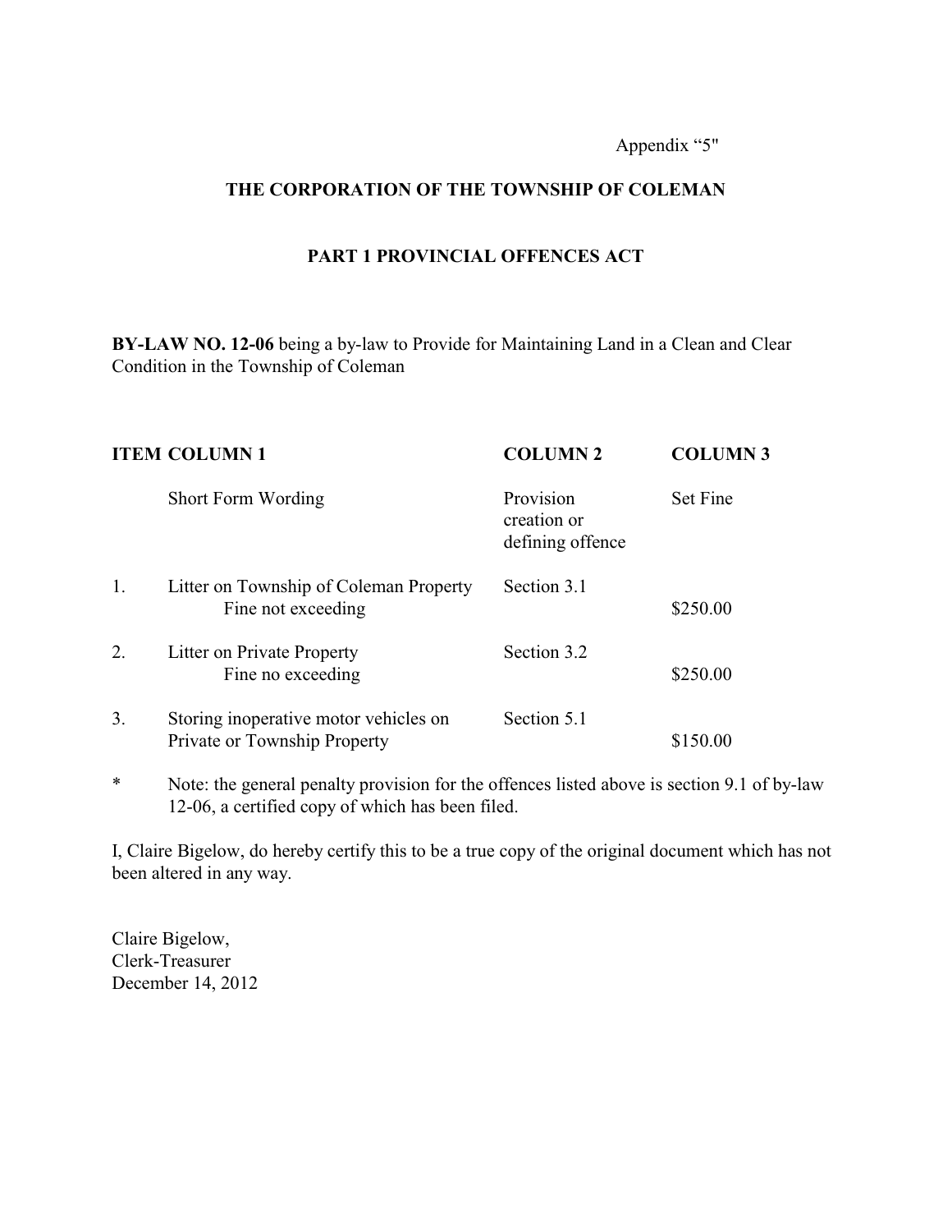Appendix “5"

## THE CORPORATION OF THE TOWNSHIP OF COLEMAN

### PART 1 PROVINCIAL OFFENCES ACT

**BY-LAW NO. 12-06** being a by-law to Provide for Maintaining Land in a Clean and Clear Condition in the Township of Coleman

| ITEM | COLUMN 1 | COLUMN 2 | COLUMN 3 |
|---|---|---|---|
| | Short Form Wording | Provision creation or defining offence | Set Fine |
| 1. | Litter on Township of Coleman Property<br>Fine not exceeding | Section 3.1 | $250.00 |
| 2. | Litter on Private Property<br>Fine no exceeding | Section 3.2 | $250.00 |
| 3. | Storing inoperative motor vehicles on Private or Township Property | Section 5.1 | $150.00 |

\* Note: the general penalty provision for the offences listed above is section 9.1 of by-law 12-06, a certified copy of which has been filed.

I, Claire Bigelow, do hereby certify this to be a true copy of the original document which has not been altered in any way.

Claire Bigelow,
Clerk-Treasurer
December 14, 2012